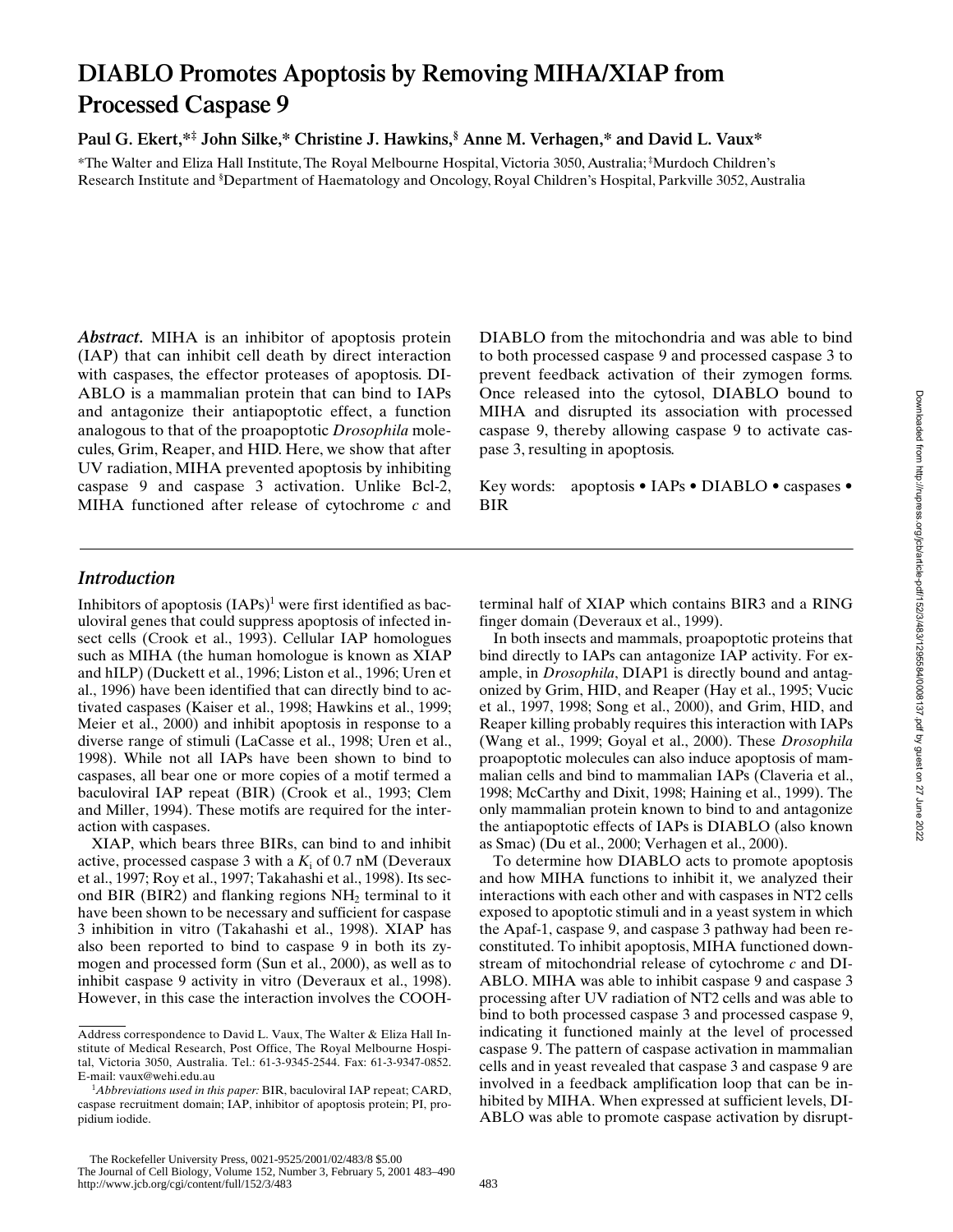# DIABLO Promotes Apoptosis by Removing MIHA/XIAP from Processed Caspase 9

**Paul G. Ekert,\*‡ John Silke,\* Christine J. Hawkins,§ Anne M. Verhagen,\* and David L. Vaux\***

\*The Walter and Eliza Hall Institute, The Royal Melbourne Hospital, Victoria 3050, Australia; ‡Murdoch Children's Research Institute and §Department of Haematology and Oncology, Royal Children's Hospital, Parkville 3052, Australia

***Abstract.*** MIHA is an inhibitor of apoptosis protein (IAP) that can inhibit cell death by direct interaction with caspases, the effector proteases of apoptosis. DIABLO is a mammalian protein that can bind to IAPs and antagonize their antiapoptotic effect, a function analogous to that of the proapoptotic *Drosophila* molecules, Grim, Reaper, and HID. Here, we show that after UV radiation, MIHA prevented apoptosis by inhibiting caspase 9 and caspase 3 activation. Unlike Bcl-2, MIHA functioned after release of cytochrome *c* and DIABLO from the mitochondria and was able to bind to both processed caspase 9 and processed caspase 3 to prevent feedback activation of their zymogen forms. Once released into the cytosol, DIABLO bound to MIHA and disrupted its association with processed caspase 9, thereby allowing caspase 9 to activate caspase 3, resulting in apoptosis.

Key words: apoptosis • IAPs • DIABLO • caspases • BIR

## *Introduction*

Inhibitors of apoptosis (IAPs)[1] were first identified as baculoviral genes that could suppress apoptosis of infected insect cells (Crook et al., 1993). Cellular IAP homologues such as MIHA (the human homologue is known as XIAP and hILP) (Duckett et al., 1996; Liston et al., 1996; Uren et al., 1996) have been identified that can directly bind to activated caspases (Kaiser et al., 1998; Hawkins et al., 1999; Meier et al., 2000) and inhibit apoptosis in response to a diverse range of stimuli (LaCasse et al., 1998; Uren et al., 1998). While not all IAPs have been shown to bind to caspases, all bear one or more copies of a motif termed a baculoviral IAP repeat (BIR) (Crook et al., 1993; Clem and Miller, 1994). These motifs are required for the interaction with caspases.

XIAP, which bears three BIRs, can bind to and inhibit active, processed caspase 3 with a $K_i$ of 0.7 nM (Deveraux et al., 1997; Roy et al., 1997; Takahashi et al., 1998). Its second BIR (BIR2) and flanking regions $NH_2$ terminal to it have been shown to be necessary and sufficient for caspase 3 inhibition in vitro (Takahashi et al., 1998). XIAP has also been reported to bind to caspase 9 in both its zymogen and processed form (Sun et al., 2000), as well as to inhibit caspase 9 activity in vitro (Deveraux et al., 1998). However, in this case the interaction involves the COOH-terminal half of XIAP which contains BIR3 and a RING finger domain (Deveraux et al., 1999).

In both insects and mammals, proapoptotic proteins that bind directly to IAPs can antagonize IAP activity. For example, in *Drosophila*, DIAP1 is directly bound and antagonized by Grim, HID, and Reaper (Hay et al., 1995; Vucic et al., 1997, 1998; Song et al., 2000), and Grim, HID, and Reaper killing probably requires this interaction with IAPs (Wang et al., 1999; Goyal et al., 2000). These *Drosophila* proapoptotic molecules can also induce apoptosis of mammalian cells and bind to mammalian IAPs (Claveria et al., 1998; McCarthy and Dixit, 1998; Haining et al., 1999). The only mammalian protein known to bind to and antagonize the antiapoptotic effects of IAPs is DIABLO (also known as Smac) (Du et al., 2000; Verhagen et al., 2000).

To determine how DIABLO acts to promote apoptosis and how MIHA functions to inhibit it, we analyzed their interactions with each other and with caspases in NT2 cells exposed to apoptotic stimuli and in a yeast system in which the Apaf-1, caspase 9, and caspase 3 pathway had been reconstituted. To inhibit apoptosis, MIHA functioned downstream of mitochondrial release of cytochrome *c* and DIABLO. MIHA was able to inhibit caspase 9 and caspase 3 processing after UV radiation of NT2 cells and was able to bind to both processed caspase 3 and processed caspase 9, indicating it functioned mainly at the level of processed caspase 9. The pattern of caspase activation in mammalian cells and in yeast revealed that caspase 3 and caspase 9 are involved in a feedback amplification loop that can be inhibited by MIHA. When expressed at sufficient levels, DIABLO was able to promote caspase activation by disrupt-

Address correspondence to David L. Vaux, The Walter & Eliza Hall Institute of Medical Research, Post Office, The Royal Melbourne Hospital, Victoria 3050, Australia. Tel.: 61-3-9345-2544. Fax: 61-3-9347-0852. E-mail: vaux@wehi.edu.au

[1]*Abbreviations used in this paper:* BIR, baculoviral IAP repeat; CARD, caspase recruitment domain; IAP, inhibitor of apoptosis protein; PI, propidium iodide.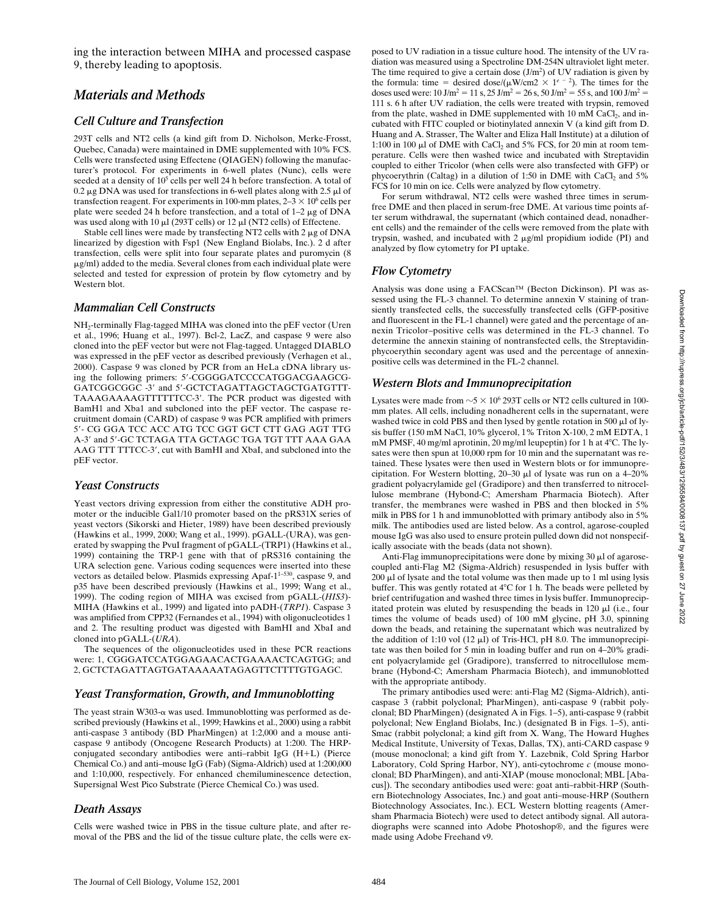ing the interaction between MIHA and processed caspase 9, thereby leading to apoptosis.

## Materials and Methods

### Cell Culture and Transfection

293T cells and NT2 cells (a kind gift from D. Nicholson, Merke-Frosst, Quebec, Canada) were maintained in DME supplemented with 10% FCS. Cells were transfected using Effectene (QIAGEN) following the manufacturer's protocol. For experiments in 6-well plates (Nunc), cells were seeded at a density of $10^5$ cells per well 24 h before transfection. A total of 0.2 μg DNA was used for transfections in 6-well plates along with 2.5 μl of transfection reagent. For experiments in 100-mm plates, $2–3 \times 10^6$ cells per plate were seeded 24 h before transfection, and a total of 1–2 μg of DNA was used along with 10 μl (293T cells) or 12 μl (NT2 cells) of Effectene.

Stable cell lines were made by transfecting NT2 cells with 2 μg of DNA linearized by digestion with Fsp1 (New England Biolabs, Inc.). 2 d after transfection, cells were split into four separate plates and puromycin (8 μg/ml) added to the media. Several clones from each individual plate were selected and tested for expression of protein by flow cytometry and by Western blot.

### Mammalian Cell Constructs

$NH_2$-terminally Flag-tagged MIHA was cloned into the pEF vector (Uren et al., 1996; Huang et al., 1997). Bcl-2, LacZ, and caspase 9 were also cloned into the pEF vector but were not Flag-tagged. Untagged DIABLO was expressed in the pEF vector as described previously (Verhagen et al., 2000). Caspase 9 was cloned by PCR from an HeLa cDNA library using the following primers: 5′-CGGGGATCCCCATGGACGAAGCG-GATCGGCGGC -3′ and 5′-GCTCTAGATTAGCTAGCTGATGTTT-TAAAGAAAAGTTTTTTCC-3′. The PCR product was digested with BamH1 and Xba1 and subcloned into the pEF vector. The caspase recruitment domain (CARD) of caspase 9 was PCR amplified with primers 5′- CG GGA TCC ACC ATG TCC GGT GCT CTT GAG AGT TTG A-3′ and 5′-GC TCTAGA TTA GCTAGC TGA TGT TTT AAA GAA AAG TTT TTTCC-3′, cut with BamHI and XbaI, and subcloned into the pEF vector.

### Yeast Constructs

Yeast vectors driving expression from either the constitutive ADH promoter or the inducible Gal1/10 promoter based on the pRS31X series of yeast vectors (Sikorski and Hieter, 1989) have been described previously (Hawkins et al., 1999, 2000; Wang et al., 1999). pGALL-(URA), was generated by swapping the PvuI fragment of pGALL-(TRP1) (Hawkins et al., 1999) containing the TRP-1 gene with that of pRS316 containing the URA selection gene. Various coding sequences were inserted into these vectors as detailed below. Plasmids expressing Apaf-$1^{1-530}$, caspase 9, and p35 have been described previously (Hawkins et al., 1999; Wang et al., 1999). The coding region of MIHA was excised from pGALL-(*HIS3*)-MIHA (Hawkins et al., 1999) and ligated into pADH-(*TRP1*). Caspase 3 was amplified from CPP32 (Fernandes et al., 1994) with oligonucleotides 1 and 2. The resulting product was digested with BamHI and XbaI and cloned into pGALL-(*URA*).

The sequences of the oligonucleotides used in these PCR reactions were: 1, CGGGATCCATGGAGAACACTGAAAACTCAGTGG; and 2, GCTCTAGATTAGTGATAAAAATAGAGTTCTTTTGTGAGC.

### Yeast Transformation, Growth, and Immunoblotting

The yeast strain W303-α was used. Immunoblotting was performed as described previously (Hawkins et al., 1999; Hawkins et al., 2000) using a rabbit anti-caspase 3 antibody (BD PharMingen) at 1:2,000 and a mouse anti-caspase 9 antibody (Oncogene Research Products) at 1:200. The HRP-conjugated secondary antibodies were anti–rabbit IgG (H+L) (Pierce Chemical Co.) and anti–mouse IgG (Fab) (Sigma-Aldrich) used at 1:200,000 and 1:10,000, respectively. For enhanced chemiluminescence detection, Supersignal West Pico Substrate (Pierce Chemical Co.) was used.

### Death Assays

Cells were washed twice in PBS in the tissue culture plate, and after removal of the PBS and the lid of the tissue culture plate, the cells were exposed to UV radiation in a tissue culture hood. The intensity of the UV radiation was measured using a Spectroline DM-254N ultraviolet light meter. The time required to give a certain dose ($J/m^2$) of UV radiation is given by the formula: time = desired dose/($\mu W/cm2 \times 1^{e-2}$). The times for the doses used were: 10 $J/m^2$ = 11 s, 25 $J/m^2$ = 26 s, 50 $J/m^2$ = 55 s, and 100 $J/m^2$ = 111 s. 6 h after UV radiation, the cells were treated with trypsin, removed from the plate, washed in DME supplemented with 10 mM $CaCl_2$, and incubated with FITC coupled or biotinylated annexin V (a kind gift from D. Huang and A. Strasser, The Walter and Eliza Hall Institute) at a dilution of 1:100 in 100 μl of DME with $CaCl_2$ and 5% FCS, for 20 min at room temperature. Cells were then washed twice and incubated with Streptavidin coupled to either Tricolor (when cells were also transfected with GFP) or phycoerythrin (Caltag) in a dilution of 1:50 in DME with $CaCl_2$ and 5% FCS for 10 min on ice. Cells were analyzed by flow cytometry.

For serum withdrawal, NT2 cells were washed three times in serum-free DME and then placed in serum-free DME. At various time points after serum withdrawal, the supernatant (which contained dead, nonadherent cells) and the remainder of the cells were removed from the plate with trypsin, washed, and incubated with 2 μg/ml propidium iodide (PI) and analyzed by flow cytometry for PI uptake.

### Flow Cytometry

Analysis was done using a FACScan™ (Becton Dickinson). PI was assessed using the FL-3 channel. To determine annexin V staining of transiently transfected cells, the successfully transfected cells (GFP-positive and fluorescent in the FL-1 channel) were gated and the percentage of annexin Tricolor–positive cells was determined in the FL-3 channel. To determine the annexin staining of nontransfected cells, the Streptavidin-phycoerythrin secondary agent was used and the percentage of annexin-positive cells was determined in the FL-2 channel.

### Western Blots and Immunoprecipitation

Lysates were made from $\sim 5 \times 10^6$ 293T cells or NT2 cells cultured in 100-mm plates. All cells, including nonadherent cells in the supernatant, were washed twice in cold PBS and then lysed by gentle rotation in 500 μl of lysis buffer (150 mM NaCl, 10% glycerol, 1% Triton X-100, 2 mM EDTA, 1 mM PMSF, 40 mg/ml aprotinin, 20 mg/ml leupeptin) for 1 h at 4°C. The lysates were then spun at 10,000 rpm for 10 min and the supernatant was retained. These lysates were then used in Western blots or for immunoprecipitation. For Western blotting, 20–30 μl of lysate was run on a 4–20% gradient polyacrylamide gel (Gradipore) and then transferred to nitrocellulose membrane (Hybond-C; Amersham Pharmacia Biotech). After transfer, the membranes were washed in PBS and then blocked in 5% milk in PBS for 1 h and immunoblotted with primary antibody also in 5% milk. The antibodies used are listed below. As a control, agarose-coupled mouse IgG was also used to ensure protein pulled down did not nonspecifically associate with the beads (data not shown).

Anti-Flag immunoprecipitations were done by mixing 30 μl of agarose-coupled anti-Flag M2 (Sigma-Aldrich) resuspended in lysis buffer with 200 μl of lysate and the total volume was then made up to 1 ml using lysis buffer. This was gently rotated at 4°C for 1 h. The beads were pelleted by brief centrifugation and washed three times in lysis buffer. Immunoprecipitated protein was eluted by resuspending the beads in 120 μl (i.e., four times the volume of beads used) of 100 mM glycine, pH 3.0, spinning down the beads, and retaining the supernatant which was neutralized by the addition of 1:10 vol (12 μl) of Tris-HCl, pH 8.0. The immunoprecipitate was then boiled for 5 min in loading buffer and run on 4–20% gradient polyacrylamide gel (Gradipore), transferred to nitrocellulose membrane (Hybond-C; Amersham Pharmacia Biotech), and immunoblotted with the appropriate antibody.

The primary antibodies used were: anti-Flag M2 (Sigma-Aldrich), anti-caspase 3 (rabbit polyclonal; PharMingen), anti-caspase 9 (rabbit polyclonal; BD PharMingen) (designated A in Figs. 1–5), anti-caspase 9 (rabbit polyclonal; New England Biolabs, Inc.) (designated B in Figs. 1–5), anti-Smac (rabbit polyclonal; a kind gift from X. Wang, The Howard Hughes Medical Institute, University of Texas, Dallas, TX), anti-CARD caspase 9 (mouse monoclonal; a kind gift from Y. Lazebnik, Cold Spring Harbor Laboratory, Cold Spring Harbor, NY), anti-cytochrome *c* (mouse monoclonal; BD PharMingen), and anti-XIAP (mouse monoclonal; MBL [Abacus]). The secondary antibodies used were: goat anti–rabbit-HRP (Southern Biotechnology Associates, Inc.) and goat anti–mouse-HRP (Southern Biotechnology Associates, Inc.). ECL Western blotting reagents (Amersham Pharmacia Biotech) were used to detect antibody signal. All autoradiographs were scanned into Adobe Photoshop®, and the figures were made using Adobe Freehand v9.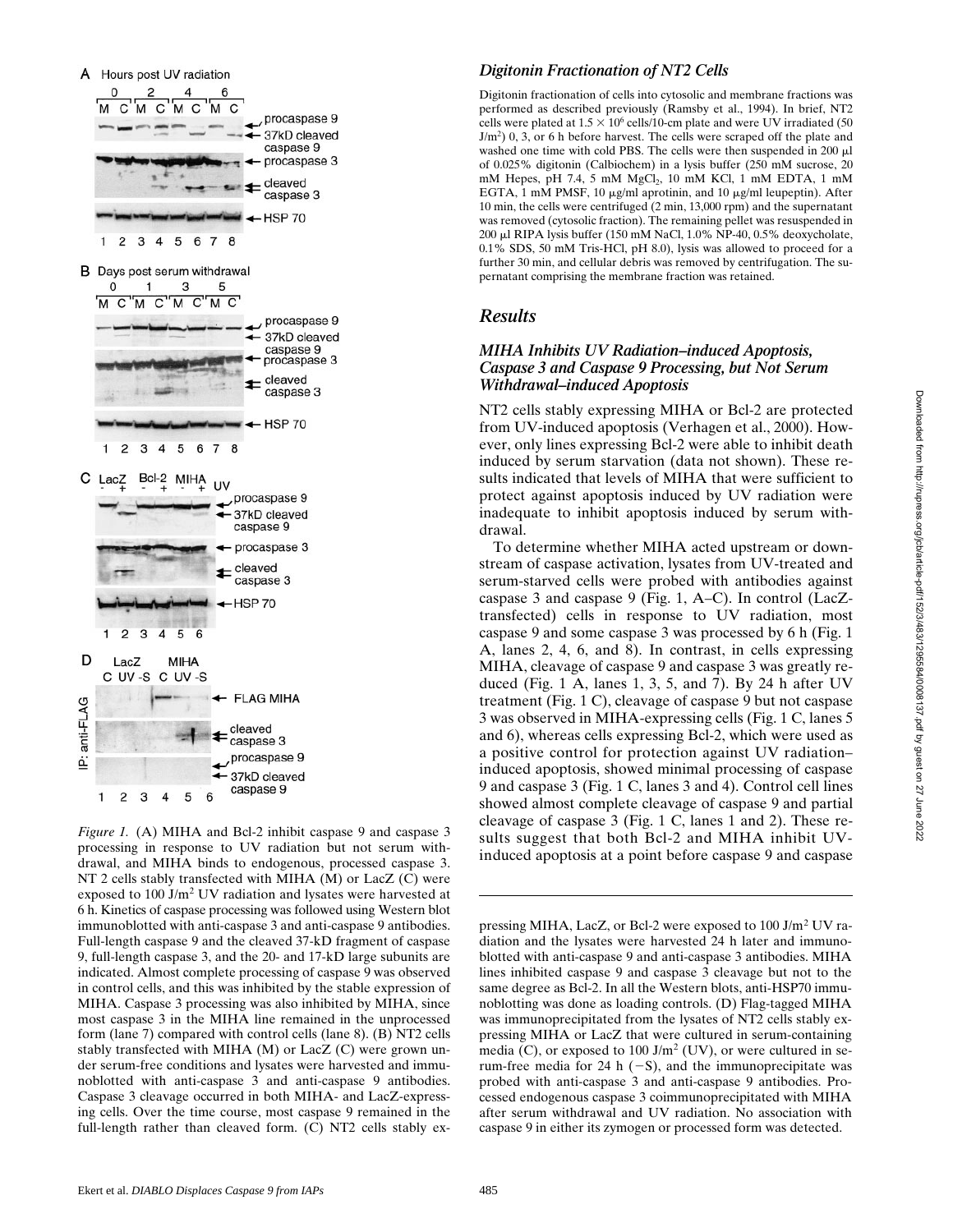*Figure 1.* (A) MIHA and Bcl-2 inhibit caspase 9 and caspase 3 processing in response to UV radiation but not serum withdrawal, and MIHA binds to endogenous, processed caspase 3. NT 2 cells stably transfected with MIHA (M) or LacZ (C) were exposed to 100 J/m$^2$ UV radiation and lysates were harvested at 6 h. Kinetics of caspase processing was followed using Western blot immunoblotted with anti-caspase 3 and anti-caspase 9 antibodies. Full-length caspase 9 and the cleaved 37-kD fragment of caspase 9, full-length caspase 3, and the 20- and 17-kD large subunits are indicated. Almost complete processing of caspase 9 was observed in control cells, and this was inhibited by the stable expression of MIHA. Caspase 3 processing was also inhibited by MIHA, since most caspase 3 in the MIHA line remained in the unprocessed form (lane 7) compared with control cells (lane 8). (B) NT2 cells stably transfected with MIHA (M) or LacZ (C) were grown under serum-free conditions and lysates were harvested and immunoblotted with anti-caspase 3 and anti-caspase 9 antibodies. Caspase 3 cleavage occurred in both MIHA- and LacZ-expressing cells. Over the time course, most caspase 9 remained in the full-length rather than cleaved form. (C) NT2 cells stably expressing MIHA, LacZ, or Bcl-2 were exposed to 100 J/m$^2$ UV radiation and the lysates were harvested 24 h later and immunoblotted with anti-caspase 9 and anti-caspase 3 antibodies. MIHA lines inhibited caspase 9 and caspase 3 cleavage but not to the same degree as Bcl-2. In all the Western blots, anti-HSP70 immunoblotting was done as loading controls. (D) Flag-tagged MIHA was immunoprecipitated from the lysates of NT2 cells stably expressing MIHA or LacZ that were cultured in serum-containing media (C), or exposed to 100 J/m$^2$ (UV), or were cultured in serum-free media for 24 h (−S), and the immunoprecipitate was probed with anti-caspase 3 and anti-caspase 9 antibodies. Processed endogenous caspase 3 coimmunoprecipitated with MIHA after serum withdrawal and UV radiation. No association with caspase 9 in either its zymogen or processed form was detected.

### *Digitonin Fractionation of NT2 Cells*

Digitonin fractionation of cells into cytosolic and membrane fractions was performed as described previously (Ramsby et al., 1994). In brief, NT2 cells were plated at $1.5 \times 10^6$ cells/10-cm plate and were UV irradiated (50 J/m$^2$) 0, 3, or 6 h before harvest. The cells were scraped off the plate and washed one time with cold PBS. The cells were then suspended in 200 µl of 0.025% digitonin (Calbiochem) in a lysis buffer (250 mM sucrose, 20 mM Hepes, pH 7.4, 5 mM $MgCl_2$, 10 mM KCl, 1 mM EDTA, 1 mM EGTA, 1 mM PMSF, 10 µg/ml aprotinin, and 10 µg/ml leupeptin). After 10 min, the cells were centrifuged (2 min, 13,000 rpm) and the supernatant was removed (cytosolic fraction). The remaining pellet was resuspended in 200 µl RIPA lysis buffer (150 mM NaCl, 1.0% NP-40, 0.5% deoxycholate, 0.1% SDS, 50 mM Tris-HCl, pH 8.0), lysis was allowed to proceed for a further 30 min, and cellular debris was removed by centrifugation. The supernatant comprising the membrane fraction was retained.

## *Results*

### *MIHA Inhibits UV Radiation–induced Apoptosis, Caspase 3 and Caspase 9 Processing, but Not Serum Withdrawal–induced Apoptosis*

NT2 cells stably expressing MIHA or Bcl-2 are protected from UV-induced apoptosis (Verhagen et al., 2000). However, only lines expressing Bcl-2 were able to inhibit death induced by serum starvation (data not shown). These results indicated that levels of MIHA that were sufficient to protect against apoptosis induced by UV radiation were inadequate to inhibit apoptosis induced by serum withdrawal.

To determine whether MIHA acted upstream or downstream of caspase activation, lysates from UV-treated and serum-starved cells were probed with antibodies against caspase 3 and caspase 9 (Fig. 1, A–C). In control (LacZ-transfected) cells in response to UV radiation, most caspase 9 and some caspase 3 was processed by 6 h (Fig. 1 A, lanes 2, 4, 6, and 8). In contrast, in cells expressing MIHA, cleavage of caspase 9 and caspase 3 was greatly reduced (Fig. 1 A, lanes 1, 3, 5, and 7). By 24 h after UV treatment (Fig. 1 C), cleavage of caspase 9 but not caspase 3 was observed in MIHA-expressing cells (Fig. 1 C, lanes 5 and 6), whereas cells expressing Bcl-2, which were used as a positive control for protection against UV radiation–induced apoptosis, showed minimal processing of caspase 9 and caspase 3 (Fig. 1 C, lanes 3 and 4). Control cell lines showed almost complete cleavage of caspase 9 and partial cleavage of caspase 3 (Fig. 1 C, lanes 1 and 2). These results suggest that both Bcl-2 and MIHA inhibit UV-induced apoptosis at a point before caspase 9 and caspase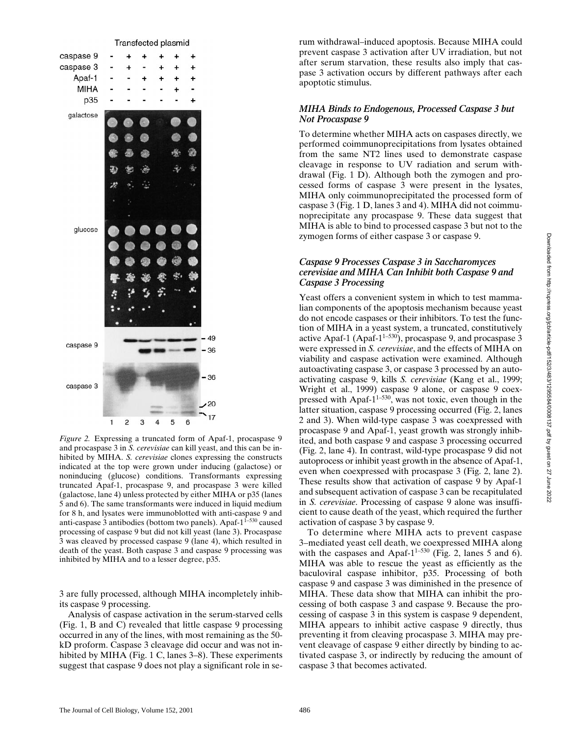*Figure 2.* Expressing a truncated form of Apaf-1, procaspase 9 and procaspase 3 in *S. cerevisiae* can kill yeast, and this can be inhibited by MIHA. *S. cerevisiae* clones expressing the constructs indicated at the top were grown under inducing (galactose) or noninducing (glucose) conditions. Transformants expressing truncated Apaf-1, procaspase 9, and procaspase 3 were killed (galactose, lane 4) unless protected by either MIHA or p35 (lanes 5 and 6). The same transformants were induced in liquid medium for 8 h, and lysates were immunoblotted with anti-caspase 9 and anti-caspase 3 antibodies (bottom two panels). Apaf-$1^{1-530}$ caused processing of caspase 9 but did not kill yeast (lane 3). Procaspase 3 was cleaved by processed caspase 9 (lane 4), which resulted in death of the yeast. Both caspase 3 and caspase 9 processing was inhibited by MIHA and to a lesser degree, p35.

3 are fully processed, although MIHA incompletely inhibits caspase 9 processing.

Analysis of caspase activation in the serum-starved cells (Fig. 1, B and C) revealed that little caspase 9 processing occurred in any of the lines, with most remaining as the 50-kD proform. Caspase 3 cleavage did occur and was not inhibited by MIHA (Fig. 1 C, lanes 3–8). These experiments suggest that caspase 9 does not play a significant role in serum withdrawal–induced apoptosis. Because MIHA could prevent caspase 3 activation after UV irradiation, but not after serum starvation, these results also imply that caspase 3 activation occurs by different pathways after each apoptotic stimulus.

### *MIHA Binds to Endogenous, Processed Caspase 3 but Not Procaspase 9*

To determine whether MIHA acts on caspases directly, we performed coimmunoprecipitations from lysates obtained from the same NT2 lines used to demonstrate caspase cleavage in response to UV radiation and serum withdrawal (Fig. 1 D). Although both the zymogen and processed forms of caspase 3 were present in the lysates, MIHA only coimmunoprecipitated the processed form of caspase 3 (Fig. 1 D, lanes 3 and 4). MIHA did not coimmunoprecipitate any procaspase 9. These data suggest that MIHA is able to bind to processed caspase 3 but not to the zymogen forms of either caspase 3 or caspase 9.

### *Caspase 9 Processes Caspase 3 in Saccharomyces cerevisiae and MIHA Can Inhibit both Caspase 9 and Caspase 3 Processing*

Yeast offers a convenient system in which to test mammalian components of the apoptosis mechanism because yeast do not encode caspases or their inhibitors. To test the function of MIHA in a yeast system, a truncated, constitutively active Apaf-1 (Apaf-$1^{1-530}$), procaspase 9, and procaspase 3 were expressed in *S. cerevisiae*, and the effects of MIHA on viability and caspase activation were examined. Although autoactivating caspase 3, or caspase 3 processed by an autoactivating caspase 9, kills *S. cerevisiae* (Kang et al., 1999; Wright et al., 1999) caspase 9 alone, or caspase 9 coexpressed with Apaf-$1^{1-530}$, was not toxic, even though in the latter situation, caspase 9 processing occurred (Fig. 2, lanes 2 and 3). When wild-type caspase 3 was coexpressed with procaspase 9 and Apaf-1, yeast growth was strongly inhibited, and both caspase 9 and caspase 3 processing occurred (Fig. 2, lane 4). In contrast, wild-type procaspase 9 did not autoprocess or inhibit yeast growth in the absence of Apaf-1, even when coexpressed with procaspase 3 (Fig. 2, lane 2). These results show that activation of caspase 9 by Apaf-1 and subsequent activation of caspase 3 can be recapitulated in *S. cerevisiae*. Processing of caspase 9 alone was insufficient to cause death of the yeast, which required the further activation of caspase 3 by caspase 9.

To determine where MIHA acts to prevent caspase 3–mediated yeast cell death, we coexpressed MIHA along with the caspases and Apaf-$1^{1-530}$ (Fig. 2, lanes 5 and 6). MIHA was able to rescue the yeast as efficiently as the baculoviral caspase inhibitor, p35. Processing of both caspase 9 and caspase 3 was diminished in the presence of MIHA. These data show that MIHA can inhibit the processing of both caspase 3 and caspase 9. Because the processing of caspase 3 in this system is caspase 9 dependent, MIHA appears to inhibit active caspase 9 directly, thus preventing it from cleaving procaspase 3. MIHA may prevent cleavage of caspase 9 either directly by binding to activated caspase 3, or indirectly by reducing the amount of caspase 3 that becomes activated.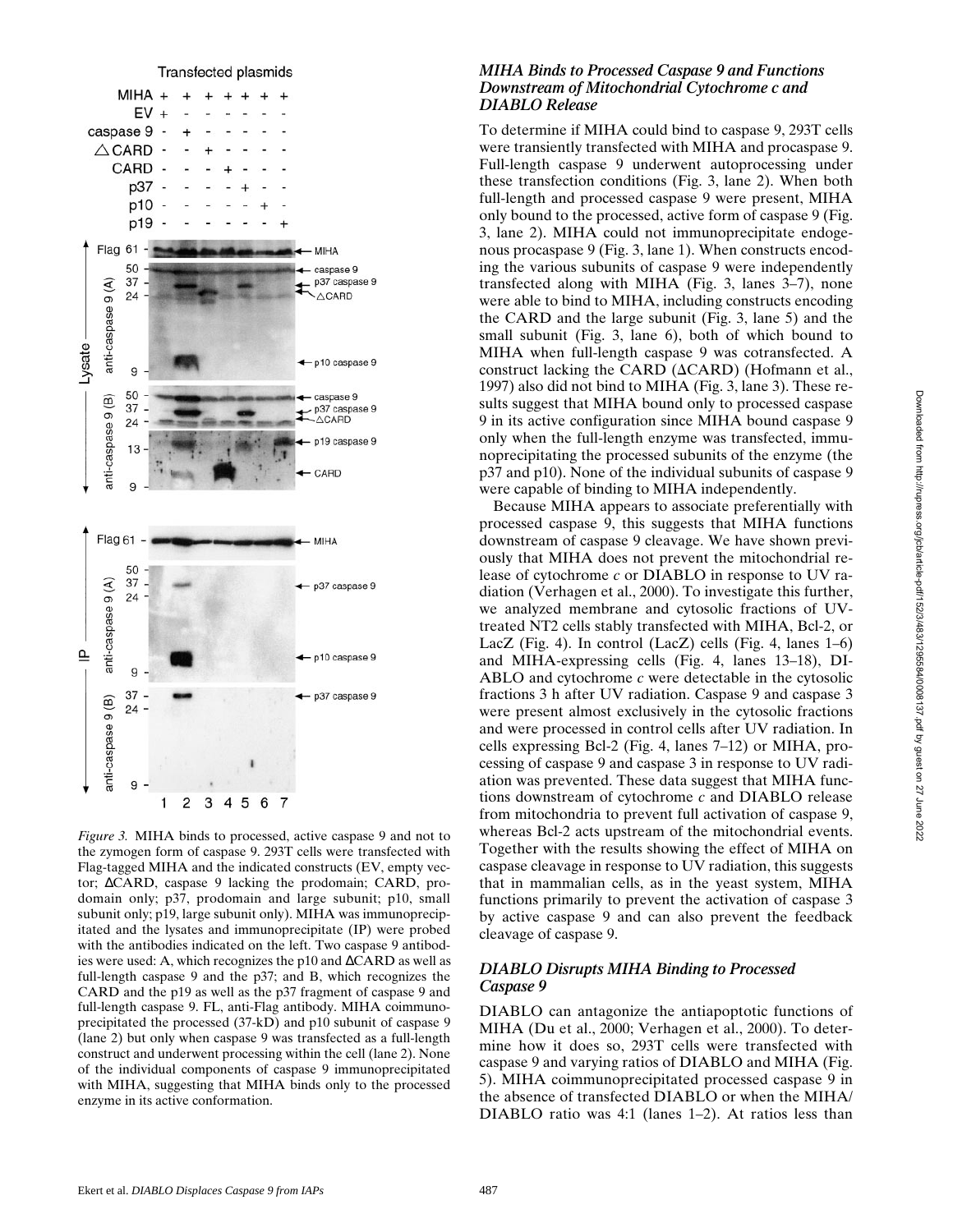*Figure 3.* MIHA binds to processed, active caspase 9 and not to the zymogen form of caspase 9. 293T cells were transfected with Flag-tagged MIHA and the indicated constructs (EV, empty vector; ΔCARD, caspase 9 lacking the prodomain; CARD, prodomain only; p37, prodomain and large subunit; p10, small subunit only; p19, large subunit only). MIHA was immunoprecipitated and the lysates and immunoprecipitate (IP) were probed with the antibodies indicated on the left. Two caspase 9 antibodies were used: A, which recognizes the p10 and ΔCARD as well as full-length caspase 9 and the p37; and B, which recognizes the CARD and the p19 as well as the p37 fragment of caspase 9 and full-length caspase 9. FL, anti-Flag antibody. MIHA coimmunoprecipitated the processed (37-kD) and p10 subunit of caspase 9 (lane 2) but only when caspase 9 was transfected as a full-length construct and underwent processing within the cell (lane 2). None of the individual components of caspase 9 immunoprecipitated with MIHA, suggesting that MIHA binds only to the processed enzyme in its active conformation.

### *MIHA Binds to Processed Caspase 9 and Functions Downstream of Mitochondrial Cytochrome c and DIABLO Release*

To determine if MIHA could bind to caspase 9, 293T cells were transiently transfected with MIHA and procaspase 9. Full-length caspase 9 underwent autoprocessing under these transfection conditions (Fig. 3, lane 2). When both full-length and processed caspase 9 were present, MIHA only bound to the processed, active form of caspase 9 (Fig. 3, lane 2). MIHA could not immunoprecipitate endogenous procaspase 9 (Fig. 3, lane 1). When constructs encoding the various subunits of caspase 9 were independently transfected along with MIHA (Fig. 3, lanes 3–7), none were able to bind to MIHA, including constructs encoding the CARD and the large subunit (Fig. 3, lane 5) and the small subunit (Fig. 3, lane 6), both of which bound to MIHA when full-length caspase 9 was cotransfected. A construct lacking the CARD (ΔCARD) (Hofmann et al., 1997) also did not bind to MIHA (Fig. 3, lane 3). These results suggest that MIHA bound only to processed caspase 9 in its active configuration since MIHA bound caspase 9 only when the full-length enzyme was transfected, immunoprecipitating the processed subunits of the enzyme (the p37 and p10). None of the individual subunits of caspase 9 were capable of binding to MIHA independently.

Because MIHA appears to associate preferentially with processed caspase 9, this suggests that MIHA functions downstream of caspase 9 cleavage. We have shown previously that MIHA does not prevent the mitochondrial release of cytochrome *c* or DIABLO in response to UV radiation (Verhagen et al., 2000). To investigate this further, we analyzed membrane and cytosolic fractions of UV-treated NT2 cells stably transfected with MIHA, Bcl-2, or LacZ (Fig. 4). In control (LacZ) cells (Fig. 4, lanes 1–6) and MIHA-expressing cells (Fig. 4, lanes 13–18), DIABLO and cytochrome *c* were detectable in the cytosolic fractions 3 h after UV radiation. Caspase 9 and caspase 3 were present almost exclusively in the cytosolic fractions and were processed in control cells after UV radiation. In cells expressing Bcl-2 (Fig. 4, lanes 7–12) or MIHA, processing of caspase 9 and caspase 3 in response to UV radiation was prevented. These data suggest that MIHA functions downstream of cytochrome *c* and DIABLO release from mitochondria to prevent full activation of caspase 9, whereas Bcl-2 acts upstream of the mitochondrial events. Together with the results showing the effect of MIHA on caspase cleavage in response to UV radiation, this suggests that in mammalian cells, as in the yeast system, MIHA functions primarily to prevent the activation of caspase 3 by active caspase 9 and can also prevent the feedback cleavage of caspase 9.

### *DIABLO Disrupts MIHA Binding to Processed Caspase 9*

DIABLO can antagonize the antiapoptotic functions of MIHA (Du et al., 2000; Verhagen et al., 2000). To determine how it does so, 293T cells were transfected with caspase 9 and varying ratios of DIABLO and MIHA (Fig. 5). MIHA coimmunoprecipitated processed caspase 9 in the absence of transfected DIABLO or when the MIHA/DIABLO ratio was 4:1 (lanes 1–2). At ratios less than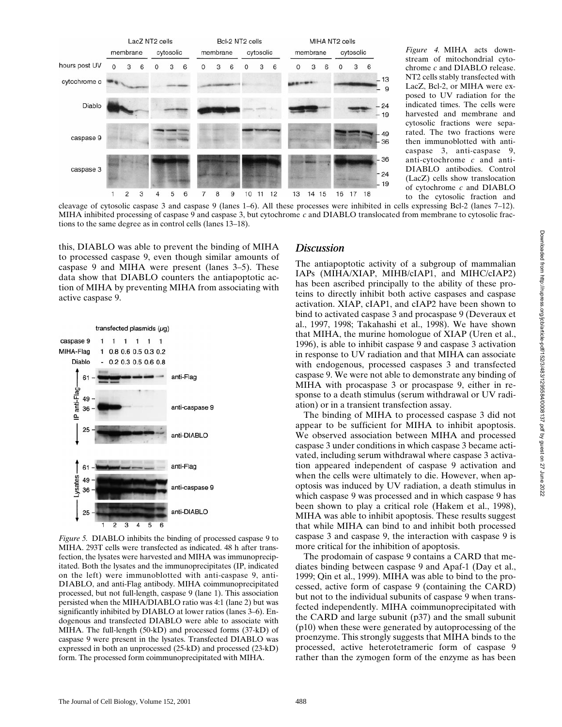*Figure 4.* MIHA acts downstream of mitochondrial cytochrome *c* and DIABLO release. NT2 cells stably transfected with LacZ, Bcl-2, or MIHA were exposed to UV radiation for the indicated times. The cells were harvested and membrane and cytosolic fractions were separated. The two fractions were then immunoblotted with anti-caspase 3, anti-caspase 9, anti-cytochrome *c* and anti-DIABLO antibodies. Control (LacZ) cells show translocation of cytochrome *c* and DIABLO to the cytosolic fraction and cleavage of cytosolic caspase 3 and caspase 9 (lanes 1–6). All these processes were inhibited in cells expressing Bcl-2 (lanes 7–12). MIHA inhibited processing of caspase 9 and caspase 3, but cytochrome *c* and DIABLO translocated from membrane to cytosolic fractions to the same degree as in control cells (lanes 13–18).

this, DIABLO was able to prevent the binding of MIHA to processed caspase 9, even though similar amounts of caspase 9 and MIHA were present (lanes 3–5). These data show that DIABLO counters the antiapoptotic action of MIHA by preventing MIHA from associating with active caspase 9.

*Figure 5.* DIABLO inhibits the binding of processed caspase 9 to MIHA. 293T cells were transfected as indicated. 48 h after transfection, the lysates were harvested and MIHA was immunoprecipitated. Both the lysates and the immunoprecipitates (IP, indicated on the left) were immunoblotted with anti-caspase 9, anti-DIABLO, and anti-Flag antibody. MIHA coimmunoprecipitated processed, but not full-length, caspase 9 (lane 1). This association persisted when the MIHA/DIABLO ratio was 4:1 (lane 2) but was significantly inhibited by DIABLO at lower ratios (lanes 3–6). Endogenous and transfected DIABLO were able to associate with MIHA. The full-length (50-kD) and processed forms (37-kD) of caspase 9 were present in the lysates. Transfected DIABLO was expressed in both an unprocessed (25-kD) and processed (23-kD) form. The processed form coimmunoprecipitated with MIHA.

## Discussion

The antiapoptotic activity of a subgroup of mammalian IAPs (MIHA/XIAP, MIHB/cIAP1, and MIHC/cIAP2) has been ascribed principally to the ability of these proteins to directly inhibit both active caspases and caspase activation. XIAP, cIAP1, and cIAP2 have been shown to bind to activated caspase 3 and procaspase 9 (Deveraux et al., 1997, 1998; Takahashi et al., 1998). We have shown that MIHA, the murine homologue of XIAP (Uren et al., 1996), is able to inhibit caspase 9 and caspase 3 activation in response to UV radiation and that MIHA can associate with endogenous, processed caspases 3 and transfected caspase 9. We were not able to demonstrate any binding of MIHA with procaspase 3 or procaspase 9, either in response to a death stimulus (serum withdrawal or UV radiation) or in a transient transfection assay.

The binding of MIHA to processed caspase 3 did not appear to be sufficient for MIHA to inhibit apoptosis. We observed association between MIHA and processed caspase 3 under conditions in which caspase 3 became activated, including serum withdrawal where caspase 3 activation appeared independent of caspase 9 activation and when the cells were ultimately to die. However, when apoptosis was induced by UV radiation, a death stimulus in which caspase 9 was processed and in which caspase 9 has been shown to play a critical role (Hakem et al., 1998), MIHA was able to inhibit apoptosis. These results suggest that while MIHA can bind to and inhibit both processed caspase 3 and caspase 9, the interaction with caspase 9 is more critical for the inhibition of apoptosis.

The prodomain of caspase 9 contains a CARD that mediates binding between caspase 9 and Apaf-1 (Day et al., 1999; Qin et al., 1999). MIHA was able to bind to the processed, active form of caspase 9 (containing the CARD) but not to the individual subunits of caspase 9 when transfected independently. MIHA coimmunoprecipitated with the CARD and large subunit (p37) and the small subunit (p10) when these were generated by autoprocessing of the proenzyme. This strongly suggests that MIHA binds to the processed, active heterotetrameric form of caspase 9 rather than the zymogen form of the enzyme as has been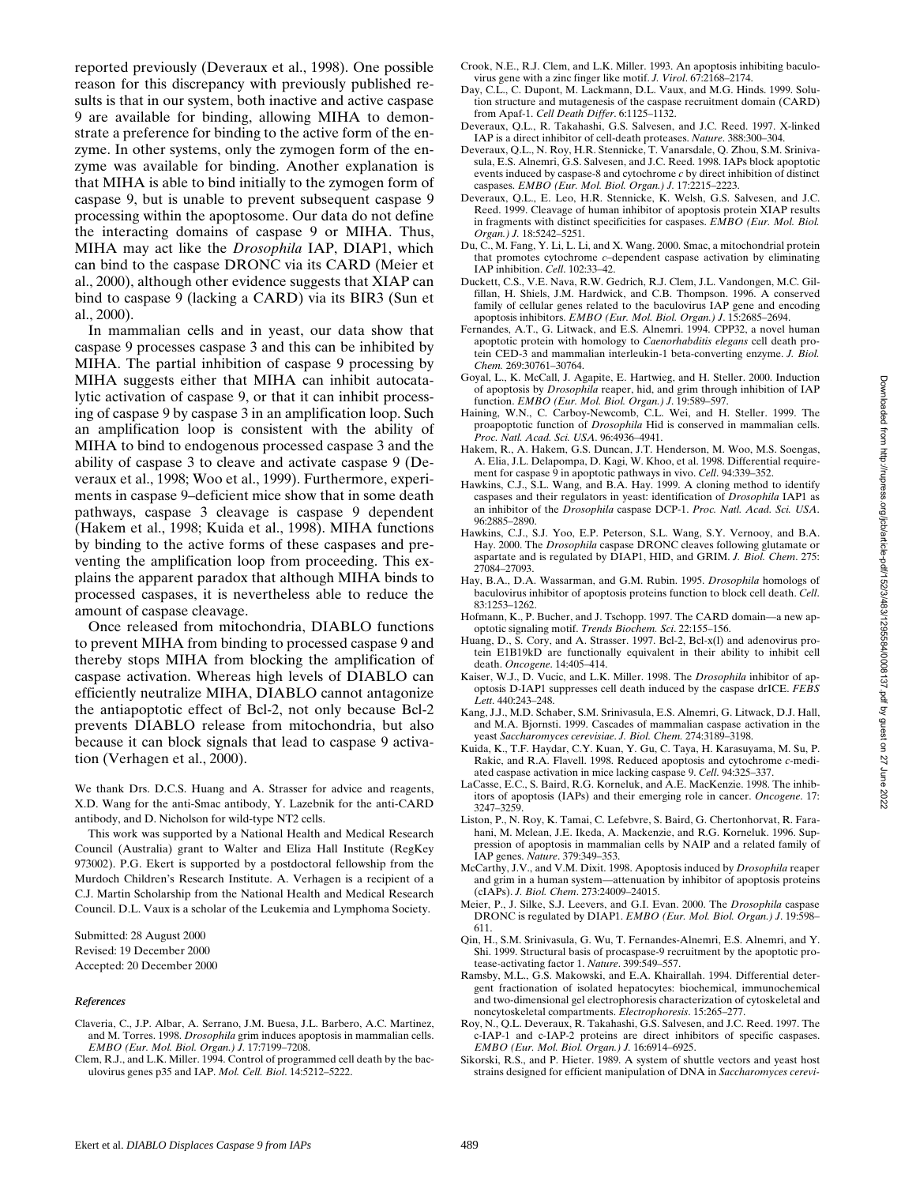reported previously (Deveraux et al., 1998). One possible reason for this discrepancy with previously published results is that in our system, both inactive and active caspase 9 are available for binding, allowing MIHA to demonstrate a preference for binding to the active form of the enzyme. In other systems, only the zymogen form of the enzyme was available for binding. Another explanation is that MIHA is able to bind initially to the zymogen form of caspase 9, but is unable to prevent subsequent caspase 9 processing within the apoptosome. Our data do not define the interacting domains of caspase 9 or MIHA. Thus, MIHA may act like the *Drosophila* IAP, DIAP1, which can bind to the caspase DRONC via its CARD (Meier et al., 2000), although other evidence suggests that XIAP can bind to caspase 9 (lacking a CARD) via its BIR3 (Sun et al., 2000).

In mammalian cells and in yeast, our data show that caspase 9 processes caspase 3 and this can be inhibited by MIHA. The partial inhibition of caspase 9 processing by MIHA suggests either that MIHA can inhibit autocatalytic activation of caspase 9, or that it can inhibit processing of caspase 9 by caspase 3 in an amplification loop. Such an amplification loop is consistent with the ability of MIHA to bind to endogenous processed caspase 3 and the ability of caspase 3 to cleave and activate caspase 9 (Deveraux et al., 1998; Woo et al., 1999). Furthermore, experiments in caspase 9–deficient mice show that in some death pathways, caspase 3 cleavage is caspase 9 dependent (Hakem et al., 1998; Kuida et al., 1998). MIHA functions by binding to the active forms of these caspases and preventing the amplification loop from proceeding. This explains the apparent paradox that although MIHA binds to processed caspases, it is nevertheless able to reduce the amount of caspase cleavage.

Once released from mitochondria, DIABLO functions to prevent MIHA from binding to processed caspase 9 and thereby stops MIHA from blocking the amplification of caspase activation. Whereas high levels of DIABLO can efficiently neutralize MIHA, DIABLO cannot antagonize the antiapoptotic effect of Bcl-2, not only because Bcl-2 prevents DIABLO release from mitochondria, but also because it can block signals that lead to caspase 9 activation (Verhagen et al., 2000).

We thank Drs. D.C.S. Huang and A. Strasser for advice and reagents, X.D. Wang for the anti-Smac antibody, Y. Lazebnik for the anti-CARD antibody, and D. Nicholson for wild-type NT2 cells.

This work was supported by a National Health and Medical Research Council (Australia) grant to Walter and Eliza Hall Institute (RegKey 973002). P.G. Ekert is supported by a postdoctoral fellowship from the Murdoch Children's Research Institute. A. Verhagen is a recipient of a C.J. Martin Scholarship from the National Health and Medical Research Council. D.L. Vaux is a scholar of the Leukemia and Lymphoma Society.

Submitted: 28 August 2000
Revised: 19 December 2000
Accepted: 20 December 2000

### *References*

Claveria, C., J.P. Albar, A. Serrano, J.M. Buesa, J.L. Barbero, A.C. Martinez, and M. Torres. 1998. *Drosophila* grim induces apoptosis in mammalian cells. *EMBO (Eur. Mol. Biol. Organ.) J.* 17:7199–7208.

Clem, R.J., and L.K. Miller. 1994. Control of programmed cell death by the baculovirus genes p35 and IAP. *Mol. Cell. Biol.* 14:5212–5222.

Crook, N.E., R.J. Clem, and L.K. Miller. 1993. An apoptosis inhibiting baculovirus gene with a zinc finger like motif. *J. Virol.* 67:2168–2174.

Day, C.L., C. Dupont, M. Lackmann, D.L. Vaux, and M.G. Hinds. 1999. Solution structure and mutagenesis of the caspase recruitment domain (CARD) from Apaf-1. *Cell Death Differ.* 6:1125–1132.

Deveraux, Q.L., R. Takahashi, G.S. Salvesen, and J.C. Reed. 1997. X-linked IAP is a direct inhibitor of cell-death proteases. *Nature.* 388:300–304.

Deveraux, Q.L., N. Roy, H.R. Stennicke, T. Vanarsdale, Q. Zhou, S.M. Srinivasula, E.S. Alnemri, G.S. Salvesen, and J.C. Reed. 1998. IAPs block apoptotic events induced by caspase-8 and cytochrome *c* by direct inhibition of distinct caspases. *EMBO (Eur. Mol. Biol. Organ.) J.* 17:2215–2223.

Deveraux, Q.L., E. Leo, H.R. Stennicke, K. Welsh, G.S. Salvesen, and J.C. Reed. 1999. Cleavage of human inhibitor of apoptosis protein XIAP results in fragments with distinct specificities for caspases. *EMBO (Eur. Mol. Biol. Organ.) J.* 18:5242–5251.

Du, C., M. Fang, Y. Li, L. Li, and X. Wang. 2000. Smac, a mitochondrial protein that promotes cytochrome *c*–dependent caspase activation by eliminating IAP inhibition. *Cell.* 102:33–42.

Duckett, C.S., V.E. Nava, R.W. Gedrich, R.J. Clem, J.L. Vandongen, M.C. Gilfillan, H. Shiels, J.M. Hardwick, and C.B. Thompson. 1996. A conserved family of cellular genes related to the baculovirus IAP gene and encoding apoptosis inhibitors. *EMBO (Eur. Mol. Biol. Organ.) J.* 15:2685–2694.

Fernandes, A.T., G. Litwack, and E.S. Alnemri. 1994. CPP32, a novel human apoptotic protein with homology to *Caenorhabditis elegans* cell death protein CED-3 and mammalian interleukin-1 beta-converting enzyme. *J. Biol. Chem.* 269:30761–30764.

Goyal, L., K. McCall, J. Agapite, E. Hartwieg, and H. Steller. 2000. Induction of apoptosis by *Drosophila* reaper, hid, and grim through inhibition of IAP function. *EMBO (Eur. Mol. Biol. Organ.) J.* 19:589–597.

Haining, W.N., C. Carboy-Newcomb, C.L. Wei, and H. Steller. 1999. The proapoptotic function of *Drosophila* Hid is conserved in mammalian cells. *Proc. Natl. Acad. Sci. USA.* 96:4936–4941.

Hakem, R., A. Hakem, G.S. Duncan, J.T. Henderson, M. Woo, M.S. Soengas, A. Elia, J.L. Delapompa, D. Kagi, W. Khoo, et al. 1998. Differential requirement for caspase 9 in apoptotic pathways in vivo. *Cell.* 94:339–352.

Hawkins, C.J., S.L. Wang, and B.A. Hay. 1999. A cloning method to identify caspases and their regulators in yeast: identification of *Drosophila* IAP1 as an inhibitor of the *Drosophila* caspase DCP-1. *Proc. Natl. Acad. Sci. USA.* 96:2885–2890.

Hawkins, C.J., S.J. Yoo, E.P. Peterson, S.L. Wang, S.Y. Vernooy, and B.A. Hay. 2000. The *Drosophila* caspase DRONC cleaves following glutamate or aspartate and is regulated by DIAP1, HID, and GRIM. *J. Biol. Chem.* 275: 27084–27093.

Hay, B.A., D.A. Wassarman, and G.M. Rubin. 1995. *Drosophila* homologs of baculovirus inhibitor of apoptosis proteins function to block cell death. *Cell.* 83:1253–1262.

Hofmann, K., P. Bucher, and J. Tschopp. 1997. The CARD domain—a new apoptotic signaling motif. *Trends Biochem. Sci.* 22:155–156.

Huang, D., S. Cory, and A. Strasser. 1997. Bcl-2, Bcl-x(l) and adenovirus protein E1B19kD are functionally equivalent in their ability to inhibit cell death. *Oncogene.* 14:405–414.

Kaiser, W.J., D. Vucic, and L.K. Miller. 1998. The *Drosophila* inhibitor of apoptosis D-IAP1 suppresses cell death induced by the caspase drICE. *FEBS Lett.* 440:243–248.

Kang, J.J., M.D. Schaber, S.M. Srinivasula, E.S. Alnemri, G. Litwack, D.J. Hall, and M.A. Bjornsti. 1999. Cascades of mammalian caspase activation in the yeast *Saccharomyces cerevisiae*. *J. Biol. Chem.* 274:3189–3198.

Kuida, K., T.F. Haydar, C.Y. Kuan, Y. Gu, C. Taya, H. Karasuyama, M. Su, P. Rakic, and R.A. Flavell. 1998. Reduced apoptosis and cytochrome *c*-mediated caspase activation in mice lacking caspase 9. *Cell.* 94:325–337.

LaCasse, E., S. Baird, R.G. Korneluk, and A.E. MacKenzie. 1998. The inhibitors of apoptosis (IAPs) and their emerging role in cancer. *Oncogene.* 17: 3247–3259.

Liston, P., N. Roy, K. Tamai, C. Lefebvre, S. Baird, G. Chertonhorvat, R. Farahani, M. Mclean, J.E. Ikeda, A. Mackenzie, and R.G. Korneluk. 1996. Suppression of apoptosis in mammalian cells by NAIP and a related family of IAP genes. *Nature.* 379:349–353.

McCarthy, J.V., and V.M. Dixit. 1998. Apoptosis induced by *Drosophila* reaper and grim in a human system—attenuation by inhibitor of apoptosis proteins (cIAPs). *J. Biol. Chem.* 273:24009–24015.

Meier, P., J. Silke, S.J. Leevers, and G.I. Evan. 2000. The *Drosophila* caspase DRONC is regulated by DIAP1. *EMBO (Eur. Mol. Biol. Organ.) J.* 19:598–611.

Qin, H., S.M. Srinivasula, G. Wu, T. Fernandes-Alnemri, E.S. Alnemri, and Y. Shi. 1999. Structural basis of procaspase-9 recruitment by the apoptotic protease-activating factor 1. *Nature.* 399:549–557.

Ramsby, M.L., G.S. Makowski, and E.A. Khairallah. 1994. Differential detergent fractionation of isolated hepatocytes: biochemical, immunochemical and two-dimensional gel electrophoresis characterization of cytoskeletal and noncytoskeletal compartments. *Electrophoresis.* 15:265–277.

Roy, N., Q.L. Deveraux, R. Takahashi, G.S. Salvesen, and J.C. Reed. 1997. The c-IAP-1 and c-IAP-2 proteins are direct inhibitors of specific caspases. *EMBO (Eur. Mol. Biol. Organ.) J.* 16:6914–6925.

Sikorski, R.S., and P. Hieter. 1989. A system of shuttle vectors and yeast host strains designed for efficient manipulation of DNA in *Saccharomyces cerevi-*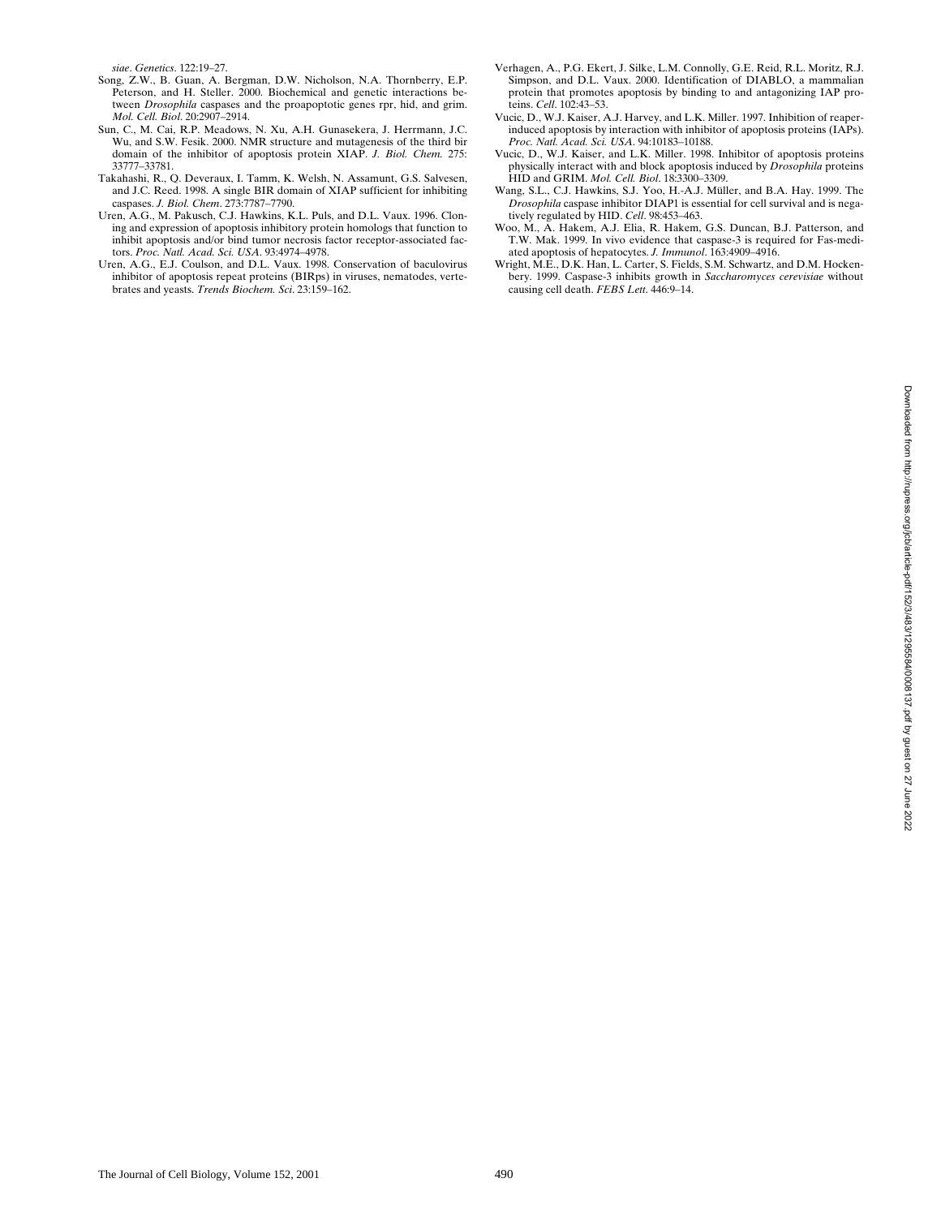*siae*. *Genetics*. 122:19–27.

Song, Z.W., B. Guan, A. Bergman, D.W. Nicholson, N.A. Thornberry, E.P. Peterson, and H. Steller. 2000. Biochemical and genetic interactions between *Drosophila* caspases and the proapoptotic genes rpr, hid, and grim. *Mol. Cell. Biol*. 20:2907–2914.

Sun, C., M. Cai, R.P. Meadows, N. Xu, A.H. Gunasekera, J. Herrmann, J.C. Wu, and S.W. Fesik. 2000. NMR structure and mutagenesis of the third bir domain of the inhibitor of apoptosis protein XIAP. *J. Biol. Chem.* 275: 33777–33781.

Takahashi, R., Q. Deveraux, I. Tamm, K. Welsh, N. Assamunt, G.S. Salvesen, and J.C. Reed. 1998. A single BIR domain of XIAP sufficient for inhibiting caspases. *J. Biol. Chem*. 273:7787–7790.

Uren, A.G., M. Pakusch, C.J. Hawkins, K.L. Puls, and D.L. Vaux. 1996. Cloning and expression of apoptosis inhibitory protein homologs that function to inhibit apoptosis and/or bind tumor necrosis factor receptor-associated factors. *Proc. Natl. Acad. Sci. USA*. 93:4974–4978.

Uren, A.G., E.J. Coulson, and D.L. Vaux. 1998. Conservation of baculovirus inhibitor of apoptosis repeat proteins (BIRps) in viruses, nematodes, vertebrates and yeasts. *Trends Biochem. Sci*. 23:159–162.

Verhagen, A., P.G. Ekert, J. Silke, L.M. Connolly, G.E. Reid, R.L. Moritz, R.J. Simpson, and D.L. Vaux. 2000. Identification of DIABLO, a mammalian protein that promotes apoptosis by binding to and antagonizing IAP proteins. *Cell*. 102:43–53.

Vucic, D., W.J. Kaiser, A.J. Harvey, and L.K. Miller. 1997. Inhibition of reaper-induced apoptosis by interaction with inhibitor of apoptosis proteins (IAPs). *Proc. Natl. Acad. Sci. USA*. 94:10183–10188.

Vucic, D., W.J. Kaiser, and L.K. Miller. 1998. Inhibitor of apoptosis proteins physically interact with and block apoptosis induced by *Drosophila* proteins HID and GRIM. *Mol. Cell. Biol*. 18:3300–3309.

Wang, S.L., C.J. Hawkins, S.J. Yoo, H.-A.J. Müller, and B.A. Hay. 1999. The *Drosophila* caspase inhibitor DIAP1 is essential for cell survival and is negatively regulated by HID. *Cell*. 98:453–463.

Woo, M., A. Hakem, A.J. Elia, R. Hakem, G.S. Duncan, B.J. Patterson, and T.W. Mak. 1999. In vivo evidence that caspase-3 is required for Fas-mediated apoptosis of hepatocytes. *J. Immunol*. 163:4909–4916.

Wright, M.E., D.K. Han, L. Carter, S. Fields, S.M. Schwartz, and D.M. Hockenbery. 1999. Caspase-3 inhibits growth in *Saccharomyces cerevisiae* without causing cell death. *FEBS Lett*. 446:9–14.